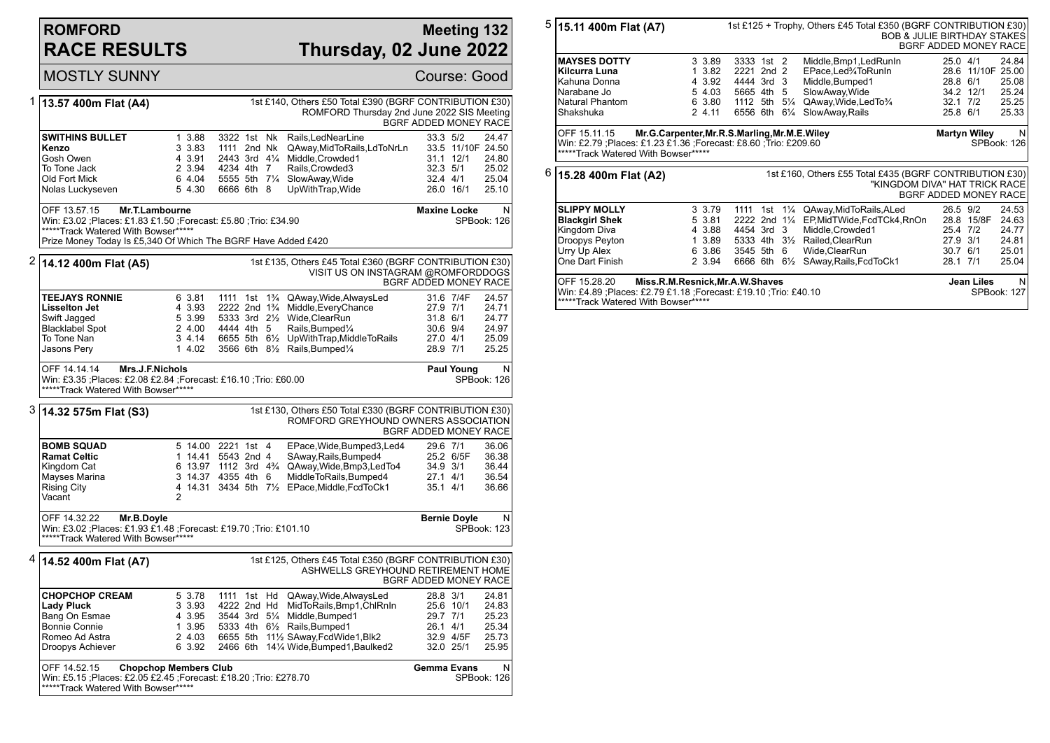# ROMFORD RACE RESULTS

## Meeting 132 Thursday, 02 June 2022

MOSTLY SUNNY — Course: Good

### 1 13.57 400m Flat (A4)

1st £140, Others £50 Total £390 (BGRF CONTRIBUTION £30)
ROMFORD Thursday 2nd June 2022 SIS Meeting
BGRF ADDED MONEY RACE

| Greyhound | Trap | Sect | Bends | Pos | Dist | Remarks | Wt | SP | Time |
|---|---|---|---|---|---|---|---|---|---|
| **SWITHINS BULLET** | 1 | 3.88 | 3322 | 1st | Nk | Rails,LedNearLine | 33.3 | 5/2 | 24.47 |
| **Kenzo** | 3 | 3.83 | 1111 | 2nd | Nk | QAway,MidToRails,LdToNrLn | 33.5 | 11/10F | 24.50 |
| Gosh Owen | 4 | 3.91 | 2443 | 3rd | 4¼ | Middle,Crowded1 | 31.1 | 12/1 | 24.80 |
| To Tone Jack | 2 | 3.94 | 4234 | 4th | 7 | Rails,Crowded3 | 32.3 | 5/1 | 25.02 |
| Old Fort Mick | 6 | 4.04 | 5555 | 5th | 7¼ | SlowAway,Wide | 32.4 | 4/1 | 25.04 |
| Nolas Luckyseven | 5 | 4.30 | 6666 | 6th | 8 | UpWithTrap,Wide | 26.0 | 16/1 | 25.10 |

OFF 13.57.15 **Mr.T.Lambourne** — **Maxine Locke** N
Win: £3.02 ;Places: £1.83 £1.50 ;Forecast: £5.80 ;Trio: £34.90 — SPBook: 126
*****Track Watered With Bowser*****
Prize Money Today Is £5,340 Of Which The BGRF Have Added £420

### 2 14.12 400m Flat (A5)

1st £135, Others £45 Total £360 (BGRF CONTRIBUTION £30)
VISIT US ON INSTAGRAM @ROMFORDDOGS
BGRF ADDED MONEY RACE

| Greyhound | Trap | Sect | Bends | Pos | Dist | Remarks | Wt | SP | Time |
|---|---|---|---|---|---|---|---|---|---|
| **TEEJAYS RONNIE** | 6 | 3.81 | 1111 | 1st | 1¾ | QAway,Wide,AlwaysLed | 31.6 | 7/4F | 24.57 |
| **Lisselton Jet** | 4 | 3.93 | 2222 | 2nd | 1¾ | Middle,EveryChance | 27.9 | 7/1 | 24.71 |
| Swift Jagged | 5 | 3.99 | 5333 | 3rd | 2½ | Wide,ClearRun | 31.8 | 6/1 | 24.77 |
| Blacklabel Spot | 2 | 4.00 | 4444 | 4th | 5 | Rails,Bumped¼ | 30.6 | 9/4 | 24.97 |
| To Tone Nan | 3 | 4.14 | 6655 | 5th | 6½ | UpWithTrap,MiddleToRails | 27.0 | 4/1 | 25.09 |
| Jasons Pery | 1 | 4.02 | 3566 | 6th | 8½ | Rails,Bumped¼ | 28.9 | 7/1 | 25.25 |

OFF 14.14.14 **Mrs.J.F.Nichols** — **Paul Young** N
Win: £3.35 ;Places: £2.08 £2.84 ;Forecast: £16.10 ;Trio: £60.00 — SPBook: 126
*****Track Watered With Bowser*****

### 3 14.32 575m Flat (S3)

1st £130, Others £50 Total £330 (BGRF CONTRIBUTION £30)
ROMFORD GREYHOUND OWNERS ASSOCIATION
BGRF ADDED MONEY RACE

| Greyhound | Trap | Sect | Bends | Pos | Dist | Remarks | Wt | SP | Time |
|---|---|---|---|---|---|---|---|---|---|
| **BOMB SQUAD** | 5 | 14.00 | 2221 | 1st | 4 | EPace,Wide,Bumped3,Led4 | 29.6 | 7/1 | 36.06 |
| **Ramat Celtic** | 1 | 14.41 | 5543 | 2nd | 4 | SAway,Rails,Bumped4 | 25.2 | 6/5F | 36.38 |
| Kingdom Cat | 6 | 13.97 | 1112 | 3rd | 4¾ | QAway,Wide,Bmp3,LedTo4 | 34.9 | 3/1 | 36.44 |
| Mayses Marina | 3 | 14.37 | 4355 | 4th | 6 | MiddleToRails,Bumped4 | 27.1 | 4/1 | 36.54 |
| Rising City | 4 | 14.31 | 3434 | 5th | 7½ | EPace,Middle,FcdToCk1 | 35.1 | 4/1 | 36.66 |
| Vacant | 2 | | | | | | | | |

OFF 14.32.22 **Mr.B.Doyle** — **Bernie Doyle** N
Win: £3.02 ;Places: £1.93 £1.48 ;Forecast: £19.70 ;Trio: £101.10 — SPBook: 123
*****Track Watered With Bowser*****

### 4 14.52 400m Flat (A7)

1st £125, Others £45 Total £350 (BGRF CONTRIBUTION £30)
ASHWELLS GREYHOUND RETIREMENT HOME
BGRF ADDED MONEY RACE

| Greyhound | Trap | Sect | Bends | Pos | Dist | Remarks | Wt | SP | Time |
|---|---|---|---|---|---|---|---|---|---|
| **CHOPCHOP CREAM** | 5 | 3.78 | 1111 | 1st | Hd | QAway,Wide,AlwaysLed | 28.8 | 3/1 | 24.81 |
| **Lady Pluck** | 3 | 3.93 | 4222 | 2nd | Hd | MidToRails,Bmp1,ChlRnIn | 25.6 | 10/1 | 24.83 |
| Bang On Esmae | 4 | 3.95 | 3544 | 3rd | 5¼ | Middle,Bumped1 | 29.7 | 7/1 | 25.23 |
| Bonnie Connie | 1 | 3.95 | 5333 | 4th | 6½ | Rails,Bumped1 | 26.1 | 4/1 | 25.34 |
| Romeo Ad Astra | 2 | 4.03 | 6655 | 5th | 11½ | SAway,FcdWide1,Blk2 | 32.9 | 4/5F | 25.73 |
| Droopys Achiever | 6 | 3.92 | 2466 | 6th | 14¼ | Wide,Bumped1,Baulked2 | 32.0 | 25/1 | 25.95 |

OFF 14.52.15 **Chopchop Members Club** — **Gemma Evans** N
Win: £5.15 ;Places: £2.05 £2.45 ;Forecast: £18.20 ;Trio: £278.70 — SPBook: 126
*****Track Watered With Bowser*****

### 5 15.11 400m Flat (A7)

1st £125 + Trophy, Others £45 Total £350 (BGRF CONTRIBUTION £30)
BOB & JULIE BIRTHDAY STAKES
BGRF ADDED MONEY RACE

| Greyhound | Trap | Sect | Bends | Pos | Dist | Remarks | Wt | SP | Time |
|---|---|---|---|---|---|---|---|---|---|
| **MAYSES DOTTY** | 3 | 3.89 | 3333 | 1st | 2 | Middle,Bmp1,LedRunIn | 25.0 | 4/1 | 24.84 |
| **Kilcurra Luna** | 1 | 3.82 | 2221 | 2nd | 2 | EPace,Led¾ToRunIn | 28.6 | 11/10F | 25.00 |
| Kahuna Donna | 4 | 3.92 | 4444 | 3rd | 3 | Middle,Bumped1 | 28.8 | 6/1 | 25.08 |
| Narabane Jo | 5 | 4.03 | 5665 | 4th | 5 | SlowAway,Wide | 34.2 | 12/1 | 25.24 |
| Natural Phantom | 6 | 3.80 | 1112 | 5th | 5¼ | QAway,Wide,LedTo¾ | 32.1 | 7/2 | 25.25 |
| Shakshuka | 2 | 4.11 | 6556 | 6th | 6¼ | SlowAway,Rails | 25.8 | 6/1 | 25.33 |

OFF 15.11.15 **Mr.G.Carpenter,Mr.R.S.Marling,Mr.M.E.Wiley** — **Martyn Wiley** N
Win: £2.79 ;Places: £1.23 £1.36 ;Forecast: £8.60 ;Trio: £209.60 — SPBook: 126
*****Track Watered With Bowser*****

### 6 15.28 400m Flat (A2)

1st £160, Others £55 Total £435 (BGRF CONTRIBUTION £30)
"KINGDOM DIVA" HAT TRICK RACE
BGRF ADDED MONEY RACE

| Greyhound | Trap | Sect | Bends | Pos | Dist | Remarks | Wt | SP | Time |
|---|---|---|---|---|---|---|---|---|---|
| **SLIPPY MOLLY** | 3 | 3.79 | 1111 | 1st | 1¼ | QAway,MidToRails,ALed | 26.5 | 9/2 | 24.53 |
| **Blackgirl Shek** | 5 | 3.81 | 2222 | 2nd | 1¼ | EP,MidTWide,FcdTCk4,RnOn | 28.8 | 15/8F | 24.63 |
| Kingdom Diva | 4 | 3.88 | 4454 | 3rd | 3 | Middle,Crowded1 | 25.4 | 7/2 | 24.77 |
| Droopys Peyton | 1 | 3.89 | 5333 | 4th | 3½ | Railed,ClearRun | 27.9 | 3/1 | 24.81 |
| Urry Up Alex | 6 | 3.86 | 3545 | 5th | 6 | Wide,ClearRun | 30.7 | 6/1 | 25.01 |
| One Dart Finish | 2 | 3.94 | 6666 | 6th | 6½ | SAway,Rails,FcdToCk1 | 28.1 | 7/1 | 25.04 |

OFF 15.28.20 **Miss.R.M.Resnick,Mr.A.W.Shaves** — **Jean Liles** N
Win: £4.89 ;Places: £2.79 £1.18 ;Forecast: £19.10 ;Trio: £40.10 — SPBook: 127
*****Track Watered With Bowser*****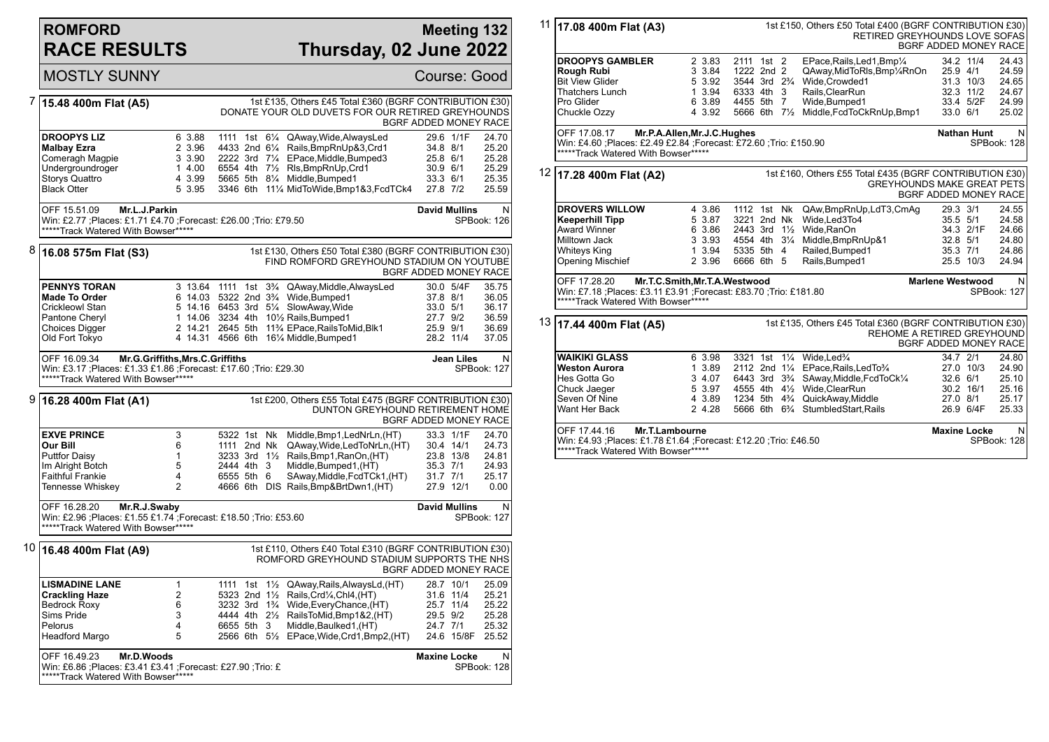# ROMFORD RACE RESULTS

## Meeting 132 — Thursday, 02 June 2022

MOSTLY SUNNY — Course: Good

### 7 15.48 400m Flat (A5)

1st £135, Others £45 Total £360 (BGRF CONTRIBUTION £30)
DONATE YOUR OLD DUVETS FOR OUR RETIRED GREYHOUNDS
BGRF ADDED MONEY RACE

| Greyhound | Trap | Sect | Bends | Pos | Dist | Remarks | Wt | SP | Time |
|---|---|---|---|---|---|---|---|---|---|
| **DROOPYS LIZ** | 6 | 3.88 | 1111 | 1st | 6¼ | QAway,Wide,AlwaysLed | 29.6 | 1/1F | 24.70 |
| **Malbay Ezra** | 2 | 3.96 | 4433 | 2nd | 6¼ | Rails,BmpRnUp&3,Crd1 | 34.8 | 8/1 | 25.20 |
| Comeragh Magpie | 3 | 3.90 | 2222 | 3rd | 7¼ | EPace,Middle,Bumped3 | 25.8 | 6/1 | 25.28 |
| Undergroundroger | 1 | 4.00 | 6554 | 4th | 7½ | Rls,BmpRnUp,Crd1 | 30.9 | 6/1 | 25.29 |
| Storys Quattro | 4 | 3.99 | 5665 | 5th | 8¼ | Middle,Bumped1 | 33.3 | 6/1 | 25.35 |
| Black Otter | 5 | 3.95 | 3346 | 6th | 11¼ | MidToWide,Bmp1&3,FcdTCk4 | 27.8 | 7/2 | 25.59 |

OFF 15.51.09 Mr.L.J.Parkin — David Mullins — N
Win: £2.77 ;Places: £1.71 £4.70 ;Forecast: £26.00 ;Trio: £79.50 — SPBook: 126
*****Track Watered With Bowser*****

### 8 16.08 575m Flat (S3)

1st £130, Others £50 Total £380 (BGRF CONTRIBUTION £30)
FIND ROMFORD GREYHOUND STADIUM ON YOUTUBE
BGRF ADDED MONEY RACE

| Greyhound | Trap | Sect | Bends | Pos | Dist | Remarks | Wt | SP | Time |
|---|---|---|---|---|---|---|---|---|---|
| **PENNYS TORAN** | 3 | 13.64 | 1111 | 1st | 3¾ | QAway,Middle,AlwaysLed | 30.0 | 5/4F | 35.75 |
| **Made To Order** | 6 | 14.03 | 5322 | 2nd | 3¾ | Wide,Bumped1 | 37.8 | 8/1 | 36.05 |
| Crickleowl Stan | 5 | 14.16 | 6453 | 3rd | 5¼ | SlowAway,Wide | 33.0 | 5/1 | 36.17 |
| Pantone Cheryl | 1 | 14.06 | 3234 | 4th | 10½ | Rails,Bumped1 | 27.7 | 9/2 | 36.59 |
| Choices Digger | 2 | 14.21 | 2645 | 5th | 11¾ | EPace,RailsToMid,Blk1 | 25.9 | 9/1 | 36.69 |
| Old Fort Tokyo | 4 | 14.31 | 4566 | 6th | 16¼ | Middle,Bumped1 | 28.2 | 11/4 | 37.05 |

OFF 16.09.34 Mr.G.Griffiths,Mrs.C.Griffiths — Jean Liles — N
Win: £3.17 ;Places: £1.33 £1.86 ;Forecast: £17.60 ;Trio: £29.30 — SPBook: 127
*****Track Watered With Bowser*****

### 9 16.28 400m Flat (A1)

1st £200, Others £55 Total £475 (BGRF CONTRIBUTION £30)
DUNTON GREYHOUND RETIREMENT HOME
BGRF ADDED MONEY RACE

| Greyhound | Trap | Sect | Bends | Pos | Dist | Remarks | Wt | SP | Time |
|---|---|---|---|---|---|---|---|---|---|
| **EXVE PRINCE** | 3 | | 5322 | 1st | Nk | Middle,Bmp1,LedNrLn,(HT) | 33.3 | 1/1F | 24.70 |
| **Our Bill** | 6 | | 1111 | 2nd | Nk | QAway,Wide,LedToNrLn,(HT) | 30.4 | 14/1 | 24.73 |
| Puttfor Daisy | 1 | | 3233 | 3rd | 1½ | Rails,Bmp1,RanOn,(HT) | 23.8 | 13/8 | 24.81 |
| Im Alright Botch | 5 | | 2444 | 4th | 3 | Middle,Bumped1,(HT) | 35.3 | 7/1 | 24.93 |
| Faithful Frankie | 4 | | 6555 | 5th | 6 | SAway,Middle,FcdTCk1,(HT) | 31.7 | 7/1 | 25.17 |
| Tennesse Whiskey | 2 | | 4666 | 6th | DIS | Rails,Bmp&BrtDwn1,(HT) | 27.9 | 12/1 | 0.00 |

OFF 16.28.20 Mr.R.J.Swaby — David Mullins — N
Win: £2.96 ;Places: £1.55 £1.74 ;Forecast: £18.50 ;Trio: £53.60 — SPBook: 127
*****Track Watered With Bowser*****

### 10 16.48 400m Flat (A9)

1st £110, Others £40 Total £310 (BGRF CONTRIBUTION £30)
ROMFORD GREYHOUND STADIUM SUPPORTS THE NHS
BGRF ADDED MONEY RACE

| Greyhound | Trap | Sect | Bends | Pos | Dist | Remarks | Wt | SP | Time |
|---|---|---|---|---|---|---|---|---|---|
| **LISMADINE LANE** | 1 | | 1111 | 1st | 1½ | QAway,Rails,AlwaysLd,(HT) | 28.7 | 10/1 | 25.09 |
| **Crackling Haze** | 2 | | 5323 | 2nd | 1½ | Rails,Crd¼,Chl4,(HT) | 31.6 | 11/4 | 25.21 |
| Bedrock Roxy | 6 | | 3232 | 3rd | 1¾ | Wide,EveryChance,(HT) | 25.7 | 11/4 | 25.22 |
| Sims Pride | 3 | | 4444 | 4th | 2½ | RailsToMid,Bmp1&2,(HT) | 29.5 | 9/2 | 25.28 |
| Pelorus | 4 | | 6655 | 5th | 3 | Middle,Baulked1,(HT) | 24.7 | 7/1 | 25.32 |
| Headford Margo | 5 | | 2566 | 6th | 5½ | EPace,Wide,Crd1,Bmp2,(HT) | 24.6 | 15/8F | 25.52 |

OFF 16.49.23 Mr.D.Woods — Maxine Locke — N
Win: £6.86 ;Places: £3.41 £3.41 ;Forecast: £27.90 ;Trio: £ — SPBook: 128
*****Track Watered With Bowser*****

### 11 17.08 400m Flat (A3)

1st £150, Others £50 Total £400 (BGRF CONTRIBUTION £30)
RETIRED GREYHOUNDS LOVE SOFAS
BGRF ADDED MONEY RACE

| Greyhound | Trap | Sect | Bends | Pos | Dist | Remarks | Wt | SP | Time |
|---|---|---|---|---|---|---|---|---|---|
| **DROOPYS GAMBLER** | 2 | 3.83 | 2111 | 1st | 2 | EPace,Rails,Led1,Bmp¼ | 34.2 | 11/4 | 24.43 |
| **Rough Rubi** | 3 | 3.84 | 1222 | 2nd | 2 | QAway,MidToRls,Bmp¼RnOn | 25.9 | 4/1 | 24.59 |
| Bit View Glider | 5 | 3.92 | 3544 | 3rd | 2¾ | Wide,Crowded1 | 31.3 | 10/3 | 24.65 |
| Thatchers Lunch | 1 | 3.94 | 6333 | 4th | 3 | Rails,ClearRun | 32.3 | 11/2 | 24.67 |
| Pro Glider | 6 | 3.89 | 4455 | 5th | 7 | Wide,Bumped1 | 33.4 | 5/2F | 24.99 |
| Chuckle Ozzy | 4 | 3.92 | 5666 | 6th | 7½ | Middle,FcdToCkRnUp,Bmp1 | 33.0 | 6/1 | 25.02 |

OFF 17.08.17 Mr.P.A.Allen,Mr.J.C.Hughes — Nathan Hunt — N
Win: £4.60 ;Places: £2.49 £2.84 ;Forecast: £72.60 ;Trio: £150.90 — SPBook: 128
*****Track Watered With Bowser*****

### 12 17.28 400m Flat (A2)

1st £160, Others £55 Total £435 (BGRF CONTRIBUTION £30)
GREYHOUNDS MAKE GREAT PETS
BGRF ADDED MONEY RACE

| Greyhound | Trap | Sect | Bends | Pos | Dist | Remarks | Wt | SP | Time |
|---|---|---|---|---|---|---|---|---|---|
| **DROVERS WILLOW** | 4 | 3.86 | 1112 | 1st | Nk | QAw,BmpRnUp,LdT3,CmAg | 29.3 | 3/1 | 24.55 |
| **Keeperhill Tipp** | 5 | 3.87 | 3221 | 2nd | Nk | Wide,Led3To4 | 35.5 | 5/1 | 24.58 |
| Award Winner | 6 | 3.86 | 2443 | 3rd | 1½ | Wide,RanOn | 34.3 | 2/1F | 24.66 |
| Milltown Jack | 3 | 3.93 | 4554 | 4th | 3¼ | Middle,BmpRnUp&1 | 32.8 | 5/1 | 24.80 |
| Whiteys King | 1 | 3.94 | 5335 | 5th | 4 | Railed,Bumped1 | 35.3 | 7/1 | 24.86 |
| Opening Mischief | 2 | 3.96 | 6666 | 6th | 5 | Rails,Bumped1 | 25.5 | 10/3 | 24.94 |

OFF 17.28.20 Mr.T.C.Smith,Mr.T.A.Westwood — Marlene Westwood — N
Win: £7.18 ;Places: £3.11 £3.91 ;Forecast: £83.70 ;Trio: £181.80 — SPBook: 127
*****Track Watered With Bowser*****

### 13 17.44 400m Flat (A5)

1st £135, Others £45 Total £360 (BGRF CONTRIBUTION £30)
REHOME A RETIRED GREYHOUND
BGRF ADDED MONEY RACE

| Greyhound | Trap | Sect | Bends | Pos | Dist | Remarks | Wt | SP | Time |
|---|---|---|---|---|---|---|---|---|---|
| **WAIKIKI GLASS** | 6 | 3.98 | 3321 | 1st | 1¼ | Wide,Led¾ | 34.7 | 2/1 | 24.80 |
| **Weston Aurora** | 1 | 3.89 | 2112 | 2nd | 1¼ | EPace,Rails,LedTo¾ | 27.0 | 10/3 | 24.90 |
| Hes Gotta Go | 3 | 4.07 | 6443 | 3rd | 3¾ | SAway,Middle,FcdToCk¼ | 32.6 | 6/1 | 25.10 |
| Chuck Jaeger | 5 | 3.97 | 4555 | 4th | 4½ | Wide,ClearRun | 30.2 | 16/1 | 25.16 |
| Seven Of Nine | 4 | 3.89 | 1234 | 5th | 4¾ | QuickAway,Middle | 27.0 | 8/1 | 25.17 |
| Want Her Back | 2 | 4.28 | 5666 | 6th | 6¾ | StumbledStart,Rails | 26.9 | 6/4F | 25.33 |

OFF 17.44.16 Mr.T.Lambourne — Maxine Locke — N
Win: £4.93 ;Places: £1.78 £1.64 ;Forecast: £12.20 ;Trio: £46.50 — SPBook: 128
*****Track Watered With Bowser*****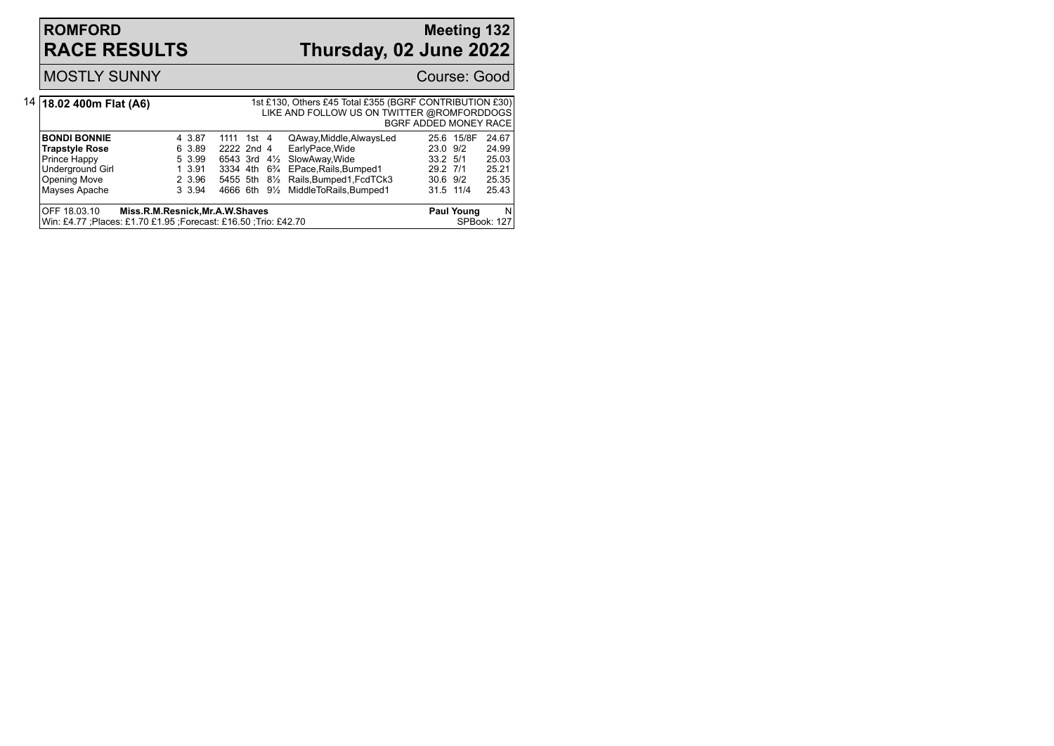# ROMFORD RACE RESULTS

## Meeting 132 Thursday, 02 June 2022

MOSTLY SUNNY — Course: Good

14 **18.02 400m Flat (A6)**

1st £130, Others £45 Total £355 (BGRF CONTRIBUTION £30)
LIKE AND FOLLOW US ON TWITTER @ROMFORDDOGS
BGRF ADDED MONEY RACE

| | | | | | | | | | | |
|---|---|---|---|---|---|---|---|---|---|---|
| **BONDI BONNIE** | 4 | 3.87 | 1111 | 1st | 4 | QAway,Middle,AlwaysLed | 25.6 | 15/8F | 24.67 |
| **Trapstyle Rose** | 6 | 3.89 | 2222 | 2nd | 4 | EarlyPace,Wide | 23.0 | 9/2 | 24.99 |
| Prince Happy | 5 | 3.99 | 6543 | 3rd | 4½ | SlowAway,Wide | 33.2 | 5/1 | 25.03 |
| Underground Girl | 1 | 3.91 | 3334 | 4th | 6¾ | EPace,Rails,Bumped1 | 29.2 | 7/1 | 25.21 |
| Opening Move | 2 | 3.96 | 5455 | 5th | 8½ | Rails,Bumped1,FcdTCk3 | 30.6 | 9/2 | 25.35 |
| Mayses Apache | 3 | 3.94 | 4666 | 6th | 9½ | MiddleToRails,Bumped1 | 31.5 | 11/4 | 25.43 |

OFF 18.03.10 **Miss.R.M.Resnick,Mr.A.W.Shaves** **Paul Young** N

Win: £4.77 ;Places: £1.70 £1.95 ;Forecast: £16.50 ;Trio: £42.70 SPBook: 127